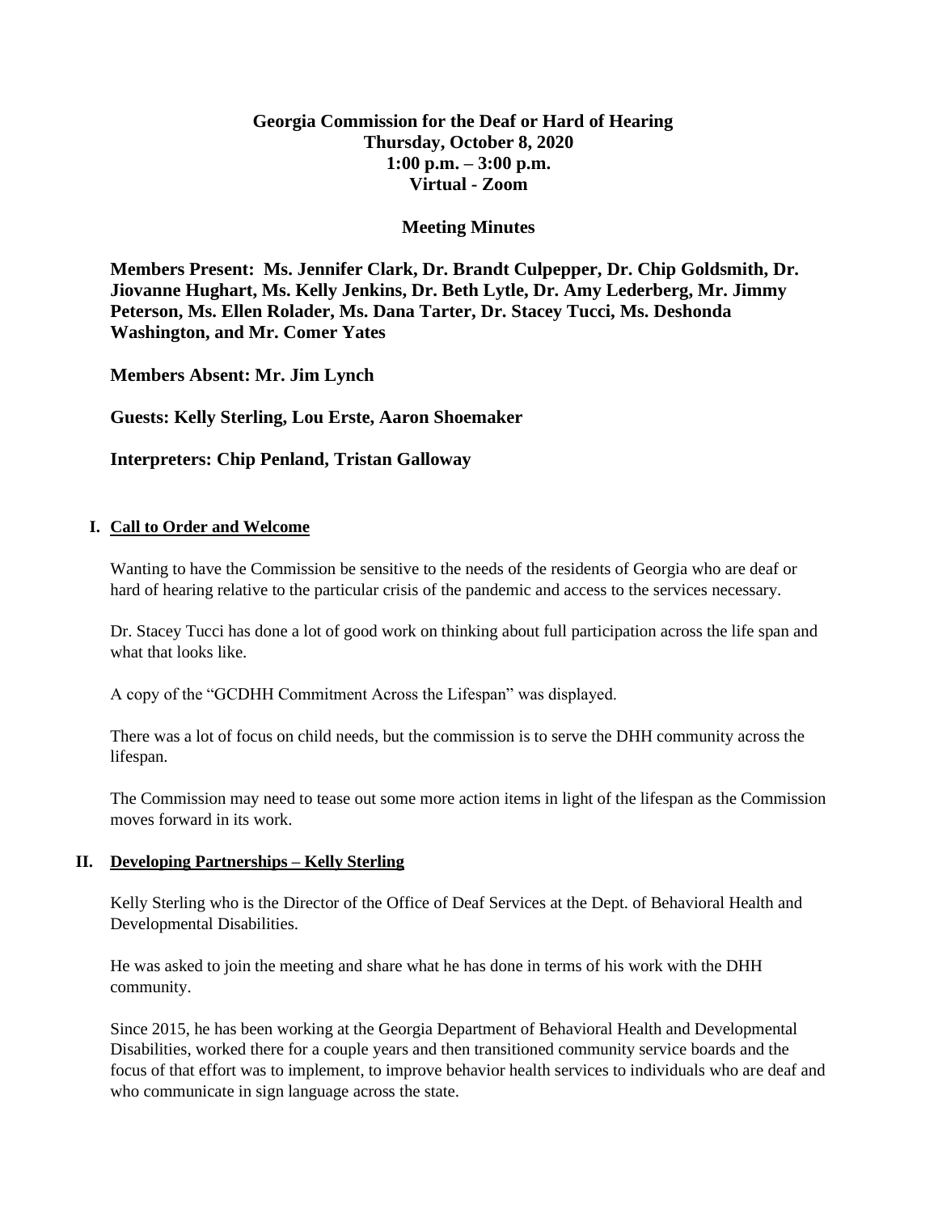**Georgia Commission for the Deaf or Hard of Hearing**
**Thursday, October 8, 2020**
**1:00 p.m. – 3:00 p.m.**
**Virtual - Zoom**

**Meeting Minutes**

**Members Present: Ms. Jennifer Clark, Dr. Brandt Culpepper, Dr. Chip Goldsmith, Dr. Jiovanne Hughart, Ms. Kelly Jenkins, Dr. Beth Lytle, Dr. Amy Lederberg, Mr. Jimmy Peterson, Ms. Ellen Rolader, Ms. Dana Tarter, Dr. Stacey Tucci, Ms. Deshonda Washington, and Mr. Comer Yates**

**Members Absent: Mr. Jim Lynch**

**Guests: Kelly Sterling, Lou Erste, Aaron Shoemaker**

**Interpreters: Chip Penland, Tristan Galloway**

## I. Call to Order and Welcome

Wanting to have the Commission be sensitive to the needs of the residents of Georgia who are deaf or hard of hearing relative to the particular crisis of the pandemic and access to the services necessary.

Dr. Stacey Tucci has done a lot of good work on thinking about full participation across the life span and what that looks like.

A copy of the "GCDHH Commitment Across the Lifespan" was displayed.

There was a lot of focus on child needs, but the commission is to serve the DHH community across the lifespan.

The Commission may need to tease out some more action items in light of the lifespan as the Commission moves forward in its work.

## II. Developing Partnerships – Kelly Sterling

Kelly Sterling who is the Director of the Office of Deaf Services at the Dept. of Behavioral Health and Developmental Disabilities.

He was asked to join the meeting and share what he has done in terms of his work with the DHH community.

Since 2015, he has been working at the Georgia Department of Behavioral Health and Developmental Disabilities, worked there for a couple years and then transitioned community service boards and the focus of that effort was to implement, to improve behavior health services to individuals who are deaf and who communicate in sign language across the state.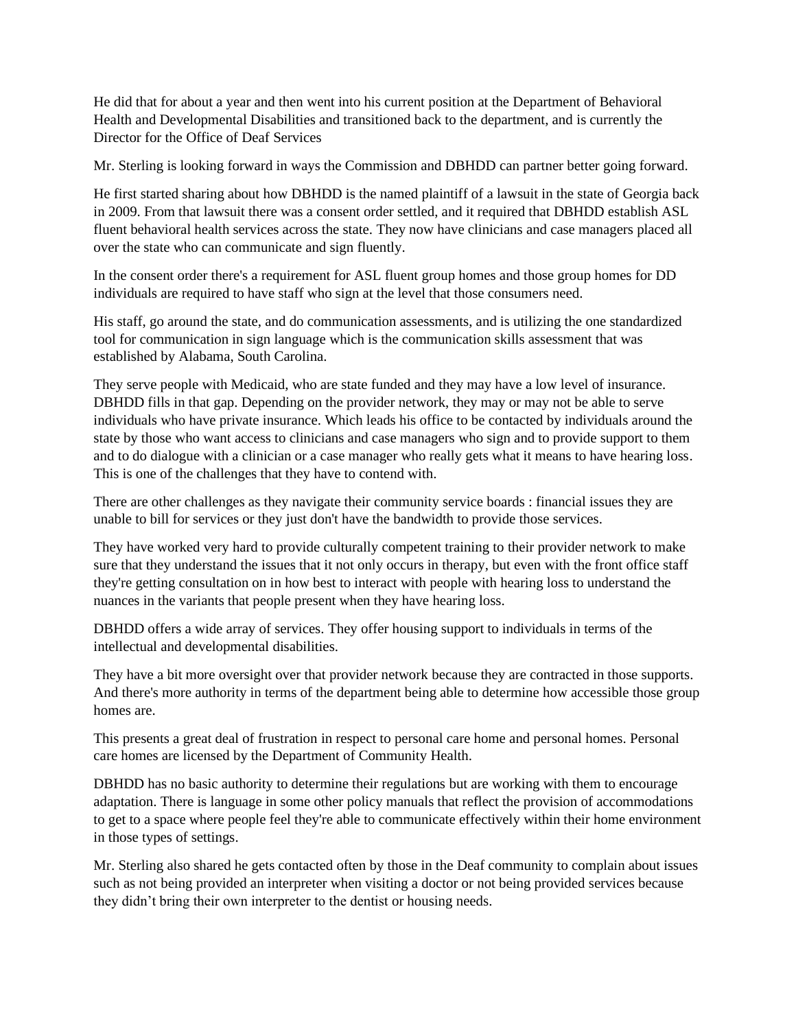He did that for about a year and then went into his current position at the Department of Behavioral Health and Developmental Disabilities and transitioned back to the department, and is currently the Director for the Office of Deaf Services

Mr. Sterling is looking forward in ways the Commission and DBHDD can partner better going forward.

He first started sharing about how DBHDD is the named plaintiff of a lawsuit in the state of Georgia back in 2009. From that lawsuit there was a consent order settled, and it required that DBHDD establish ASL fluent behavioral health services across the state. They now have clinicians and case managers placed all over the state who can communicate and sign fluently.

In the consent order there's a requirement for ASL fluent group homes and those group homes for DD individuals are required to have staff who sign at the level that those consumers need.

His staff, go around the state, and do communication assessments, and is utilizing the one standardized tool for communication in sign language which is the communication skills assessment that was established by Alabama, South Carolina.

They serve people with Medicaid, who are state funded and they may have a low level of insurance. DBHDD fills in that gap. Depending on the provider network, they may or may not be able to serve individuals who have private insurance. Which leads his office to be contacted by individuals around the state by those who want access to clinicians and case managers who sign and to provide support to them and to do dialogue with a clinician or a case manager who really gets what it means to have hearing loss. This is one of the challenges that they have to contend with.

There are other challenges as they navigate their community service boards : financial issues they are unable to bill for services or they just don't have the bandwidth to provide those services.

They have worked very hard to provide culturally competent training to their provider network to make sure that they understand the issues that it not only occurs in therapy, but even with the front office staff they're getting consultation on in how best to interact with people with hearing loss to understand the nuances in the variants that people present when they have hearing loss.

DBHDD offers a wide array of services. They offer housing support to individuals in terms of the intellectual and developmental disabilities.

They have a bit more oversight over that provider network because they are contracted in those supports. And there's more authority in terms of the department being able to determine how accessible those group homes are.

This presents a great deal of frustration in respect to personal care home and personal homes. Personal care homes are licensed by the Department of Community Health.

DBHDD has no basic authority to determine their regulations but are working with them to encourage adaptation. There is language in some other policy manuals that reflect the provision of accommodations to get to a space where people feel they're able to communicate effectively within their home environment in those types of settings.

Mr. Sterling also shared he gets contacted often by those in the Deaf community to complain about issues such as not being provided an interpreter when visiting a doctor or not being provided services because they didn't bring their own interpreter to the dentist or housing needs.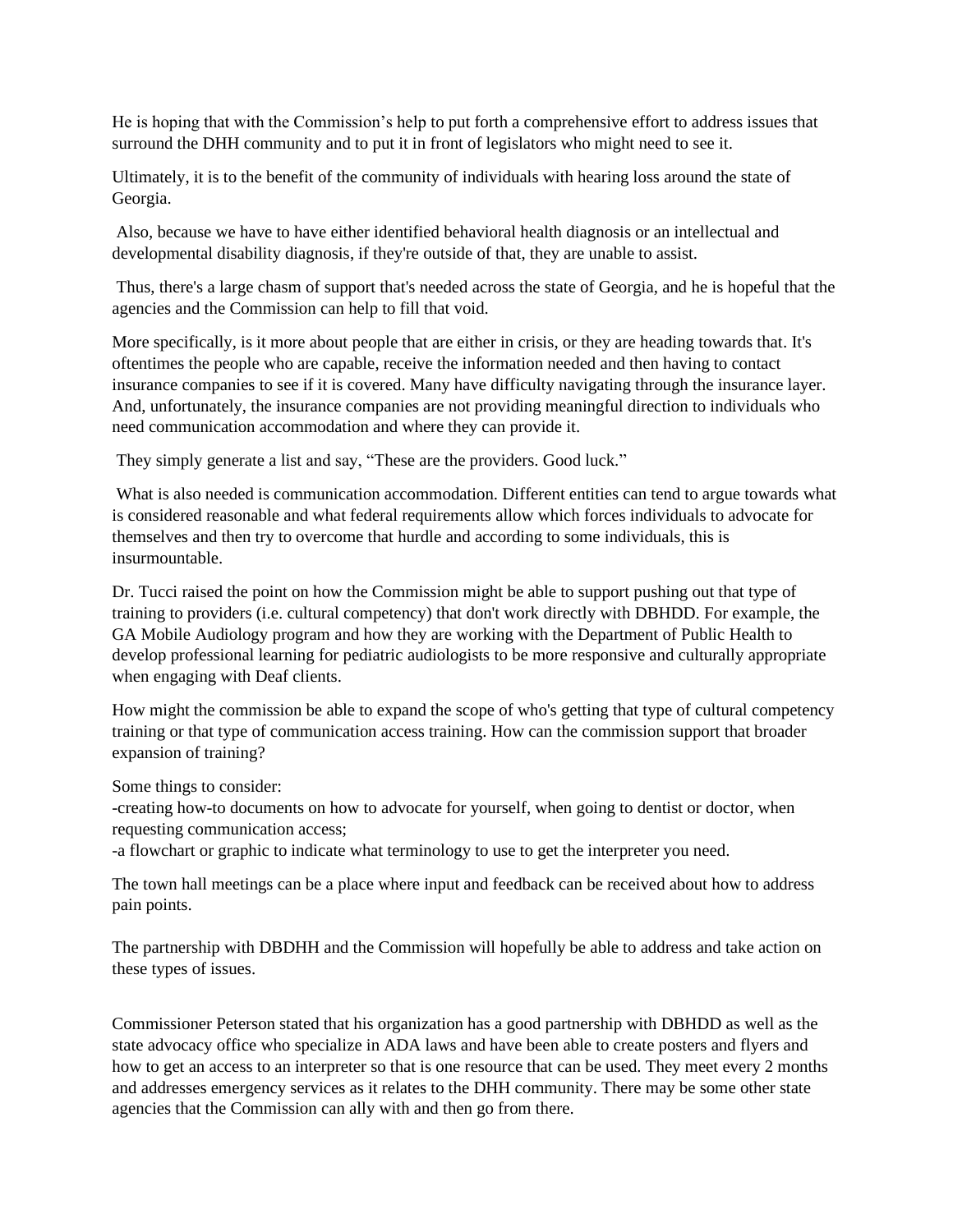He is hoping that with the Commission's help to put forth a comprehensive effort to address issues that surround the DHH community and to put it in front of legislators who might need to see it.

Ultimately, it is to the benefit of the community of individuals with hearing loss around the state of Georgia.

Also, because we have to have either identified behavioral health diagnosis or an intellectual and developmental disability diagnosis, if they're outside of that, they are unable to assist.

Thus, there's a large chasm of support that's needed across the state of Georgia, and he is hopeful that the agencies and the Commission can help to fill that void.

More specifically, is it more about people that are either in crisis, or they are heading towards that. It's oftentimes the people who are capable, receive the information needed and then having to contact insurance companies to see if it is covered. Many have difficulty navigating through the insurance layer. And, unfortunately, the insurance companies are not providing meaningful direction to individuals who need communication accommodation and where they can provide it.

They simply generate a list and say, "These are the providers. Good luck."

What is also needed is communication accommodation. Different entities can tend to argue towards what is considered reasonable and what federal requirements allow which forces individuals to advocate for themselves and then try to overcome that hurdle and according to some individuals, this is insurmountable.

Dr. Tucci raised the point on how the Commission might be able to support pushing out that type of training to providers (i.e. cultural competency) that don't work directly with DBHDD. For example, the GA Mobile Audiology program and how they are working with the Department of Public Health to develop professional learning for pediatric audiologists to be more responsive and culturally appropriate when engaging with Deaf clients.

How might the commission be able to expand the scope of who's getting that type of cultural competency training or that type of communication access training. How can the commission support that broader expansion of training?

Some things to consider:
-creating how-to documents on how to advocate for yourself, when going to dentist or doctor, when requesting communication access;
-a flowchart or graphic to indicate what terminology to use to get the interpreter you need.

The town hall meetings can be a place where input and feedback can be received about how to address pain points.

The partnership with DBDHH and the Commission will hopefully be able to address and take action on these types of issues.

Commissioner Peterson stated that his organization has a good partnership with DBHDD as well as the state advocacy office who specialize in ADA laws and have been able to create posters and flyers and how to get an access to an interpreter so that is one resource that can be used. They meet every 2 months and addresses emergency services as it relates to the DHH community. There may be some other state agencies that the Commission can ally with and then go from there.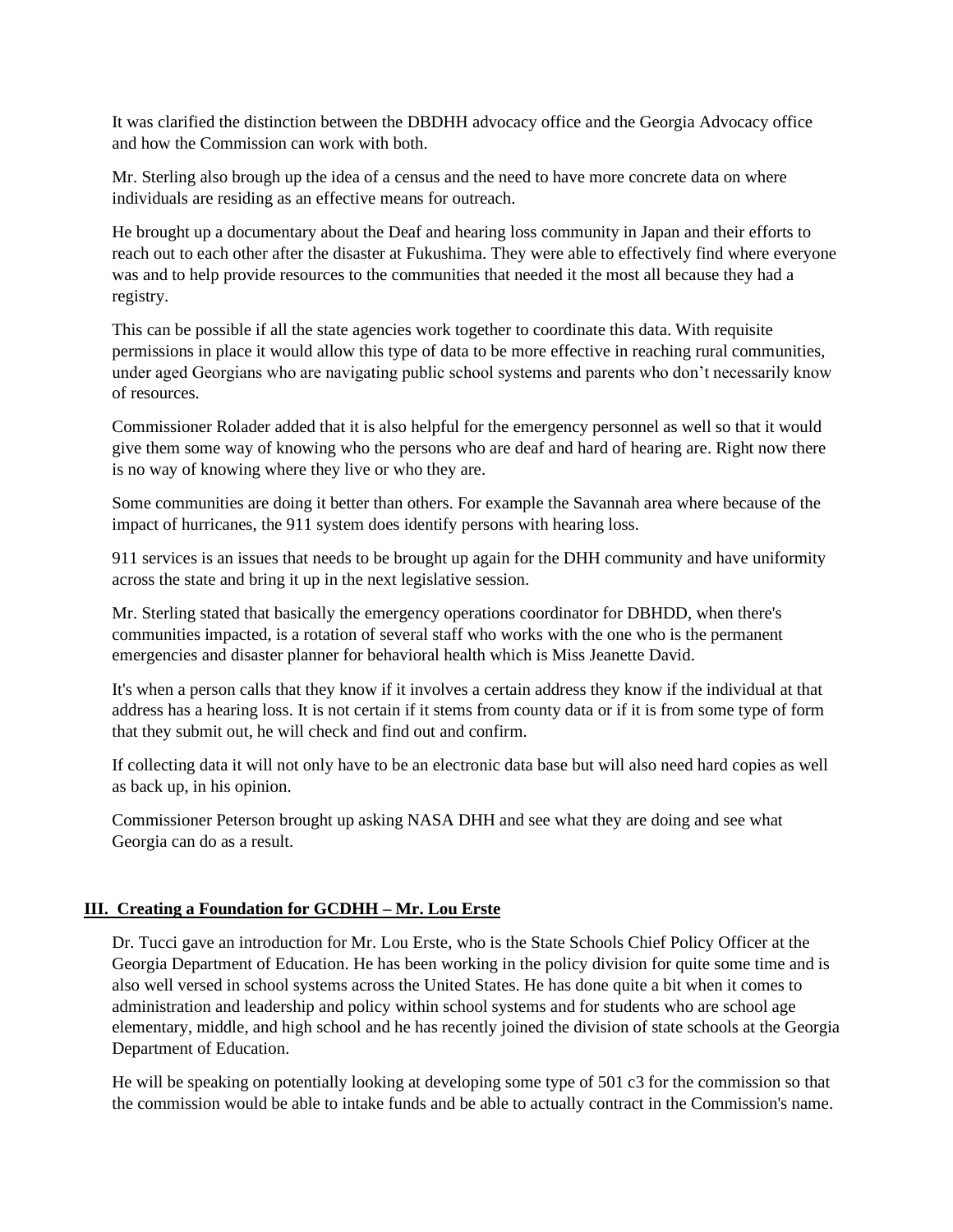It was clarified the distinction between the DBDHH advocacy office and the Georgia Advocacy office and how the Commission can work with both.

Mr. Sterling also brough up the idea of a census and the need to have more concrete data on where individuals are residing as an effective means for outreach.

He brought up a documentary about the Deaf and hearing loss community in Japan and their efforts to reach out to each other after the disaster at Fukushima. They were able to effectively find where everyone was and to help provide resources to the communities that needed it the most all because they had a registry.

This can be possible if all the state agencies work together to coordinate this data. With requisite permissions in place it would allow this type of data to be more effective in reaching rural communities, under aged Georgians who are navigating public school systems and parents who don't necessarily know of resources.

Commissioner Rolader added that it is also helpful for the emergency personnel as well so that it would give them some way of knowing who the persons who are deaf and hard of hearing are. Right now there is no way of knowing where they live or who they are.

Some communities are doing it better than others. For example the Savannah area where because of the impact of hurricanes, the 911 system does identify persons with hearing loss.

911 services is an issues that needs to be brought up again for the DHH community and have uniformity across the state and bring it up in the next legislative session.

Mr. Sterling stated that basically the emergency operations coordinator for DBHDD, when there's communities impacted, is a rotation of several staff who works with the one who is the permanent emergencies and disaster planner for behavioral health which is Miss Jeanette David.

It's when a person calls that they know if it involves a certain address they know if the individual at that address has a hearing loss. It is not certain if it stems from county data or if it is from some type of form that they submit out, he will check and find out and confirm.

If collecting data it will not only have to be an electronic data base but will also need hard copies as well as back up, in his opinion.

Commissioner Peterson brought up asking NASA DHH and see what they are doing and see what Georgia can do as a result.

## III. Creating a Foundation for GCDHH – Mr. Lou Erste

Dr. Tucci gave an introduction for Mr. Lou Erste, who is the State Schools Chief Policy Officer at the Georgia Department of Education. He has been working in the policy division for quite some time and is also well versed in school systems across the United States. He has done quite a bit when it comes to administration and leadership and policy within school systems and for students who are school age elementary, middle, and high school and he has recently joined the division of state schools at the Georgia Department of Education.

He will be speaking on potentially looking at developing some type of 501 c3 for the commission so that the commission would be able to intake funds and be able to actually contract in the Commission's name.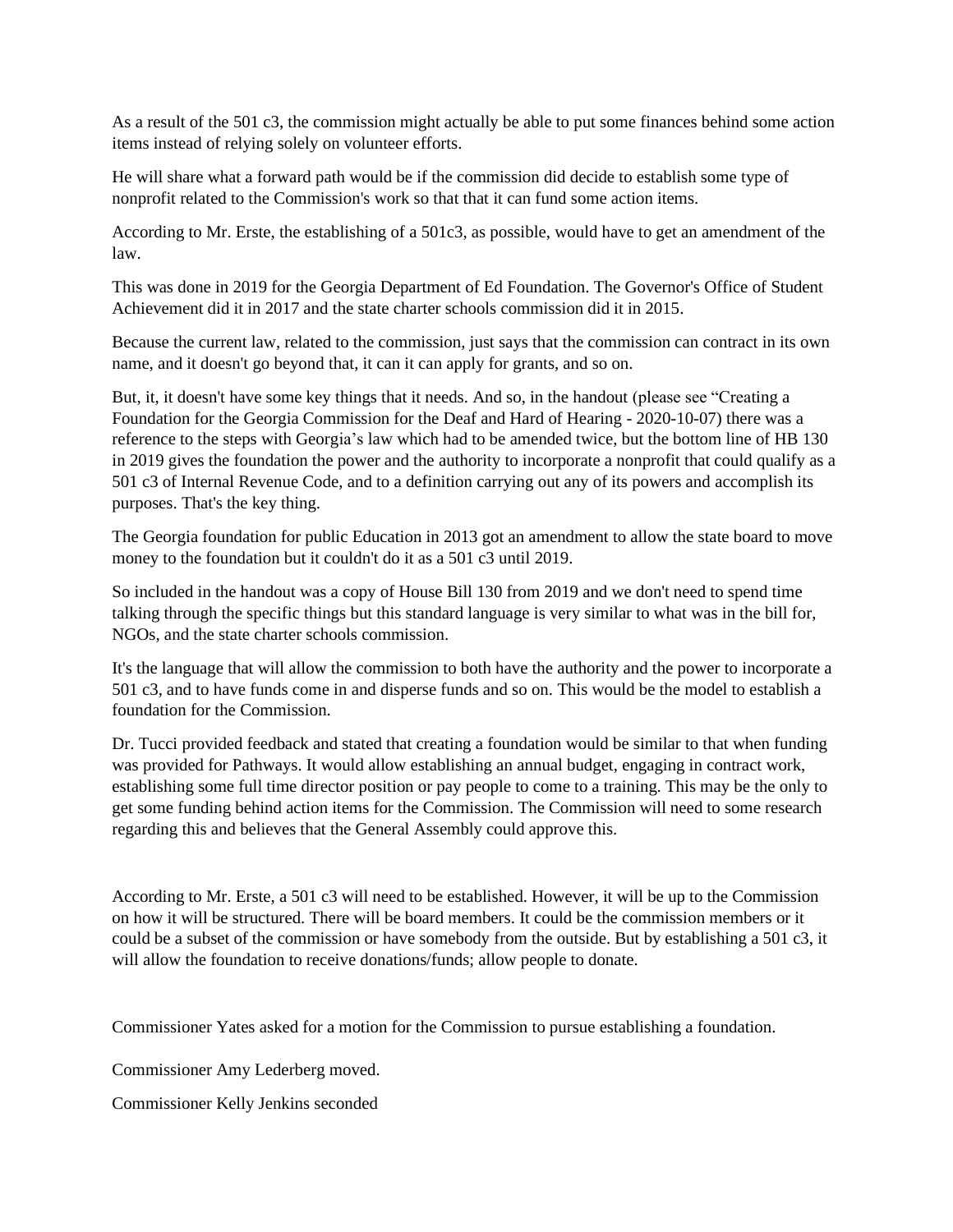As a result of the 501 c3, the commission might actually be able to put some finances behind some action items instead of relying solely on volunteer efforts.

He will share what a forward path would be if the commission did decide to establish some type of nonprofit related to the Commission's work so that that it can fund some action items.

According to Mr. Erste, the establishing of a 501c3, as possible, would have to get an amendment of the law.

This was done in 2019 for the Georgia Department of Ed Foundation. The Governor's Office of Student Achievement did it in 2017 and the state charter schools commission did it in 2015.

Because the current law, related to the commission, just says that the commission can contract in its own name, and it doesn't go beyond that, it can it can apply for grants, and so on.

But, it, it doesn't have some key things that it needs. And so, in the handout (please see "Creating a Foundation for the Georgia Commission for the Deaf and Hard of Hearing - 2020-10-07) there was a reference to the steps with Georgia's law which had to be amended twice, but the bottom line of HB 130 in 2019 gives the foundation the power and the authority to incorporate a nonprofit that could qualify as a 501 c3 of Internal Revenue Code, and to a definition carrying out any of its powers and accomplish its purposes. That's the key thing.

The Georgia foundation for public Education in 2013 got an amendment to allow the state board to move money to the foundation but it couldn't do it as a 501 c3 until 2019.

So included in the handout was a copy of House Bill 130 from 2019 and we don't need to spend time talking through the specific things but this standard language is very similar to what was in the bill for, NGOs, and the state charter schools commission.

It's the language that will allow the commission to both have the authority and the power to incorporate a 501 c3, and to have funds come in and disperse funds and so on. This would be the model to establish a foundation for the Commission.

Dr. Tucci provided feedback and stated that creating a foundation would be similar to that when funding was provided for Pathways. It would allow establishing an annual budget, engaging in contract work, establishing some full time director position or pay people to come to a training. This may be the only to get some funding behind action items for the Commission. The Commission will need to some research regarding this and believes that the General Assembly could approve this.

According to Mr. Erste, a 501 c3 will need to be established. However, it will be up to the Commission on how it will be structured. There will be board members. It could be the commission members or it could be a subset of the commission or have somebody from the outside. But by establishing a 501 c3, it will allow the foundation to receive donations/funds; allow people to donate.

Commissioner Yates asked for a motion for the Commission to pursue establishing a foundation.

Commissioner Amy Lederberg moved.

Commissioner Kelly Jenkins seconded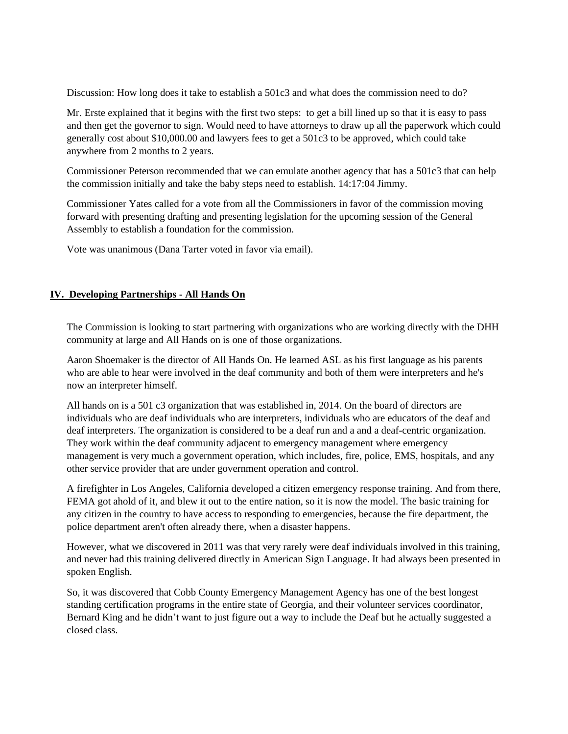Discussion: How long does it take to establish a 501c3 and what does the commission need to do?

Mr. Erste explained that it begins with the first two steps: to get a bill lined up so that it is easy to pass and then get the governor to sign. Would need to have attorneys to draw up all the paperwork which could generally cost about $10,000.00 and lawyers fees to get a 501c3 to be approved, which could take anywhere from 2 months to 2 years.

Commissioner Peterson recommended that we can emulate another agency that has a 501c3 that can help the commission initially and take the baby steps need to establish. 14:17:04 Jimmy.

Commissioner Yates called for a vote from all the Commissioners in favor of the commission moving forward with presenting drafting and presenting legislation for the upcoming session of the General Assembly to establish a foundation for the commission.

Vote was unanimous (Dana Tarter voted in favor via email).

## IV. Developing Partnerships - All Hands On

The Commission is looking to start partnering with organizations who are working directly with the DHH community at large and All Hands on is one of those organizations.

Aaron Shoemaker is the director of All Hands On. He learned ASL as his first language as his parents who are able to hear were involved in the deaf community and both of them were interpreters and he's now an interpreter himself.

All hands on is a 501 c3 organization that was established in, 2014. On the board of directors are individuals who are deaf individuals who are interpreters, individuals who are educators of the deaf and deaf interpreters. The organization is considered to be a deaf run and a and a deaf-centric organization. They work within the deaf community adjacent to emergency management where emergency management is very much a government operation, which includes, fire, police, EMS, hospitals, and any other service provider that are under government operation and control.

A firefighter in Los Angeles, California developed a citizen emergency response training. And from there, FEMA got ahold of it, and blew it out to the entire nation, so it is now the model. The basic training for any citizen in the country to have access to responding to emergencies, because the fire department, the police department aren't often already there, when a disaster happens.

However, what we discovered in 2011 was that very rarely were deaf individuals involved in this training, and never had this training delivered directly in American Sign Language. It had always been presented in spoken English.

So, it was discovered that Cobb County Emergency Management Agency has one of the best longest standing certification programs in the entire state of Georgia, and their volunteer services coordinator, Bernard King and he didn't want to just figure out a way to include the Deaf but he actually suggested a closed class.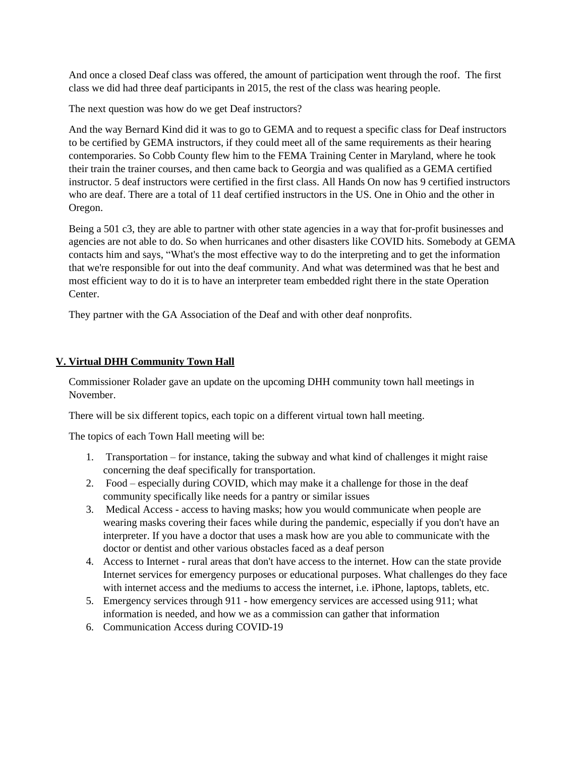And once a closed Deaf class was offered, the amount of participation went through the roof. The first class we did had three deaf participants in 2015, the rest of the class was hearing people.

The next question was how do we get Deaf instructors?

And the way Bernard Kind did it was to go to GEMA and to request a specific class for Deaf instructors to be certified by GEMA instructors, if they could meet all of the same requirements as their hearing contemporaries. So Cobb County flew him to the FEMA Training Center in Maryland, where he took their train the trainer courses, and then came back to Georgia and was qualified as a GEMA certified instructor. 5 deaf instructors were certified in the first class. All Hands On now has 9 certified instructors who are deaf. There are a total of 11 deaf certified instructors in the US. One in Ohio and the other in Oregon.

Being a 501 c3, they are able to partner with other state agencies in a way that for-profit businesses and agencies are not able to do. So when hurricanes and other disasters like COVID hits. Somebody at GEMA contacts him and says, "What's the most effective way to do the interpreting and to get the information that we're responsible for out into the deaf community. And what was determined was that he best and most efficient way to do it is to have an interpreter team embedded right there in the state Operation Center.

They partner with the GA Association of the Deaf and with other deaf nonprofits.

## V. Virtual DHH Community Town Hall

Commissioner Rolader gave an update on the upcoming DHH community town hall meetings in November.

There will be six different topics, each topic on a different virtual town hall meeting.

The topics of each Town Hall meeting will be:

1. Transportation – for instance, taking the subway and what kind of challenges it might raise concerning the deaf specifically for transportation.
2. Food – especially during COVID, which may make it a challenge for those in the deaf community specifically like needs for a pantry or similar issues
3. Medical Access - access to having masks; how you would communicate when people are wearing masks covering their faces while during the pandemic, especially if you don't have an interpreter. If you have a doctor that uses a mask how are you able to communicate with the doctor or dentist and other various obstacles faced as a deaf person
4. Access to Internet - rural areas that don't have access to the internet. How can the state provide Internet services for emergency purposes or educational purposes. What challenges do they face with internet access and the mediums to access the internet, i.e. iPhone, laptops, tablets, etc.
5. Emergency services through 911 - how emergency services are accessed using 911; what information is needed, and how we as a commission can gather that information
6. Communication Access during COVID-19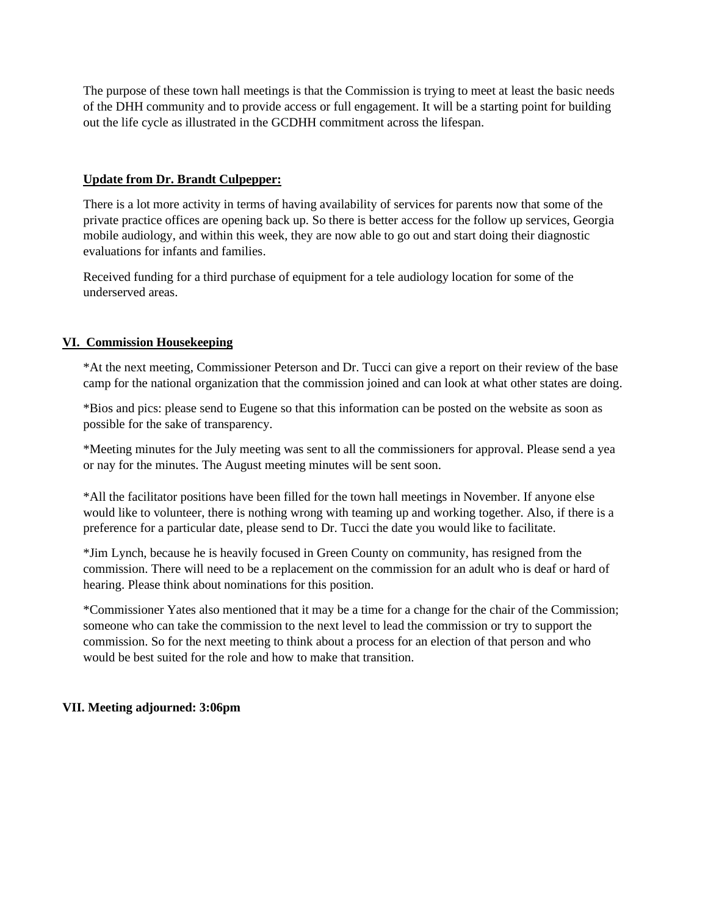The purpose of these town hall meetings is that the Commission is trying to meet at least the basic needs of the DHH community and to provide access or full engagement. It will be a starting point for building out the life cycle as illustrated in the GCDHH commitment across the lifespan.

**Update from Dr. Brandt Culpepper:**

There is a lot more activity in terms of having availability of services for parents now that some of the private practice offices are opening back up. So there is better access for the follow up services, Georgia mobile audiology, and within this week, they are now able to go out and start doing their diagnostic evaluations for infants and families.

Received funding for a third purchase of equipment for a tele audiology location for some of the underserved areas.

## VI. Commission Housekeeping

*At the next meeting, Commissioner Peterson and Dr. Tucci can give a report on their review of the base camp for the national organization that the commission joined and can look at what other states are doing.

*Bios and pics: please send to Eugene so that this information can be posted on the website as soon as possible for the sake of transparency.

*Meeting minutes for the July meeting was sent to all the commissioners for approval. Please send a yea or nay for the minutes. The August meeting minutes will be sent soon.

*All the facilitator positions have been filled for the town hall meetings in November. If anyone else would like to volunteer, there is nothing wrong with teaming up and working together. Also, if there is a preference for a particular date, please send to Dr. Tucci the date you would like to facilitate.

*Jim Lynch, because he is heavily focused in Green County on community, has resigned from the commission. There will need to be a replacement on the commission for an adult who is deaf or hard of hearing. Please think about nominations for this position.

*Commissioner Yates also mentioned that it may be a time for a change for the chair of the Commission; someone who can take the commission to the next level to lead the commission or try to support the commission. So for the next meeting to think about a process for an election of that person and who would be best suited for the role and how to make that transition.

## VII. Meeting adjourned: 3:06pm